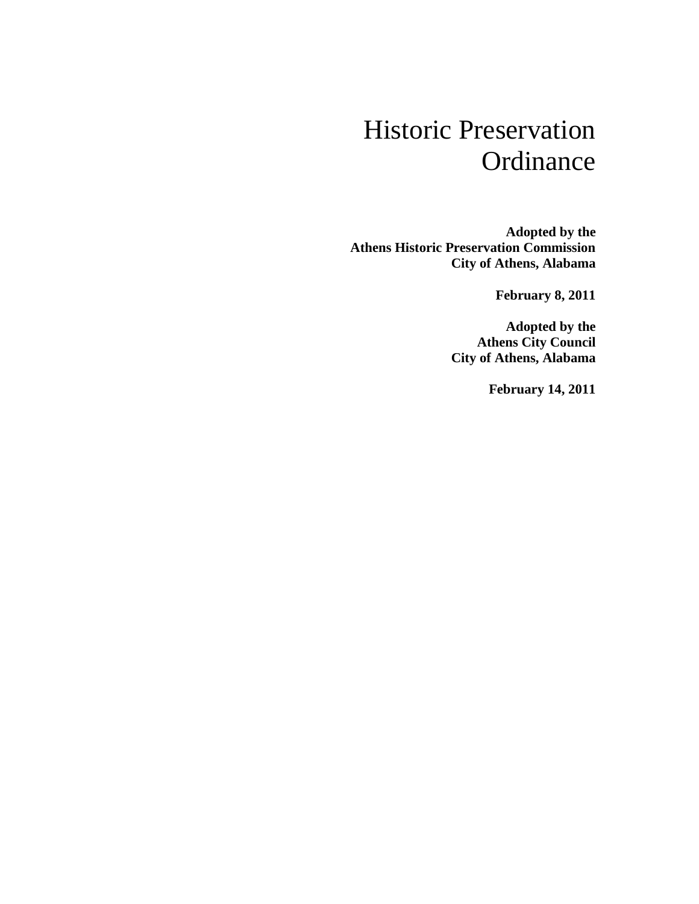# Historic Preservation Ordinance

**Adopted by the**
**Athens Historic Preservation Commission**
**City of Athens, Alabama**

**February 8, 2011**

**Adopted by the**
**Athens City Council**
**City of Athens, Alabama**

**February 14, 2011**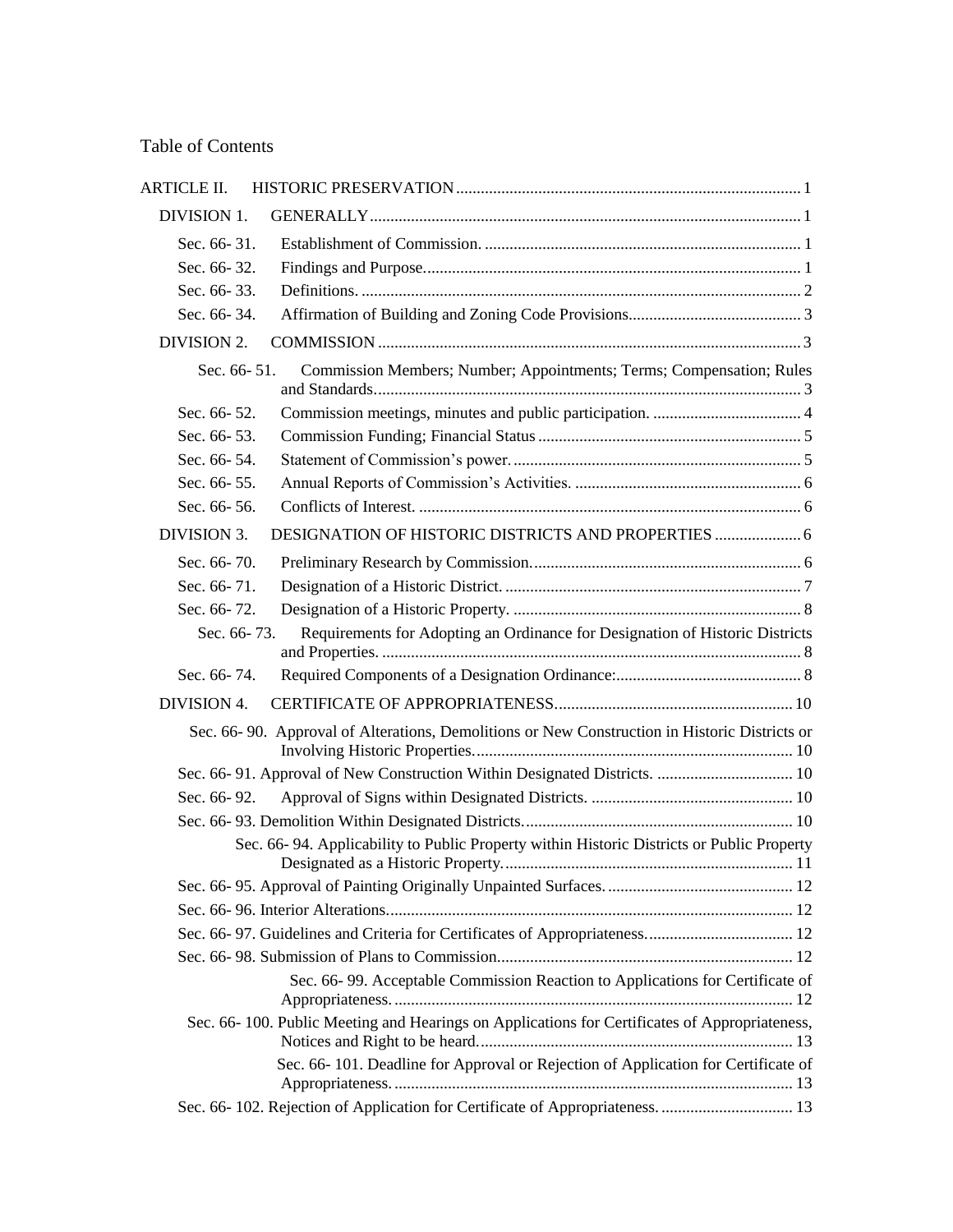Table of Contents

ARTICLE II. HISTORIC PRESERVATION ..... 1

DIVISION 1. GENERALLY ..... 1

Sec. 66- 31. Establishment of Commission. ..... 1

Sec. 66- 32. Findings and Purpose. ..... 1

Sec. 66- 33. Definitions. ..... 2

Sec. 66- 34. Affirmation of Building and Zoning Code Provisions ..... 3

DIVISION 2. COMMISSION ..... 3

Sec. 66- 51. Commission Members; Number; Appointments; Terms; Compensation; Rules and Standards. ..... 3

Sec. 66- 52. Commission meetings, minutes and public participation. ..... 4

Sec. 66- 53. Commission Funding; Financial Status ..... 5

Sec. 66- 54. Statement of Commission's power. ..... 5

Sec. 66- 55. Annual Reports of Commission's Activities. ..... 6

Sec. 66- 56. Conflicts of Interest. ..... 6

DIVISION 3. DESIGNATION OF HISTORIC DISTRICTS AND PROPERTIES ..... 6

Sec. 66- 70. Preliminary Research by Commission. ..... 6

Sec. 66- 71. Designation of a Historic District. ..... 7

Sec. 66- 72. Designation of a Historic Property. ..... 8

Sec. 66- 73. Requirements for Adopting an Ordinance for Designation of Historic Districts and Properties. ..... 8

Sec. 66- 74. Required Components of a Designation Ordinance: ..... 8

DIVISION 4. CERTIFICATE OF APPROPRIATENESS. ..... 10

Sec. 66- 90. Approval of Alterations, Demolitions or New Construction in Historic Districts or Involving Historic Properties. ..... 10

Sec. 66- 91. Approval of New Construction Within Designated Districts. ..... 10

Sec. 66- 92. Approval of Signs within Designated Districts. ..... 10

Sec. 66- 93. Demolition Within Designated Districts. ..... 10

Sec. 66- 94. Applicability to Public Property within Historic Districts or Public Property Designated as a Historic Property. ..... 11

Sec. 66- 95. Approval of Painting Originally Unpainted Surfaces. ..... 12

Sec. 66- 96. Interior Alterations. ..... 12

Sec. 66- 97. Guidelines and Criteria for Certificates of Appropriateness. ..... 12

Sec. 66- 98. Submission of Plans to Commission. ..... 12

Sec. 66- 99. Acceptable Commission Reaction to Applications for Certificate of Appropriateness. ..... 12

Sec. 66- 100. Public Meeting and Hearings on Applications for Certificates of Appropriateness, Notices and Right to be heard. ..... 13

Sec. 66- 101. Deadline for Approval or Rejection of Application for Certificate of Appropriateness. ..... 13

Sec. 66- 102. Rejection of Application for Certificate of Appropriateness. ..... 13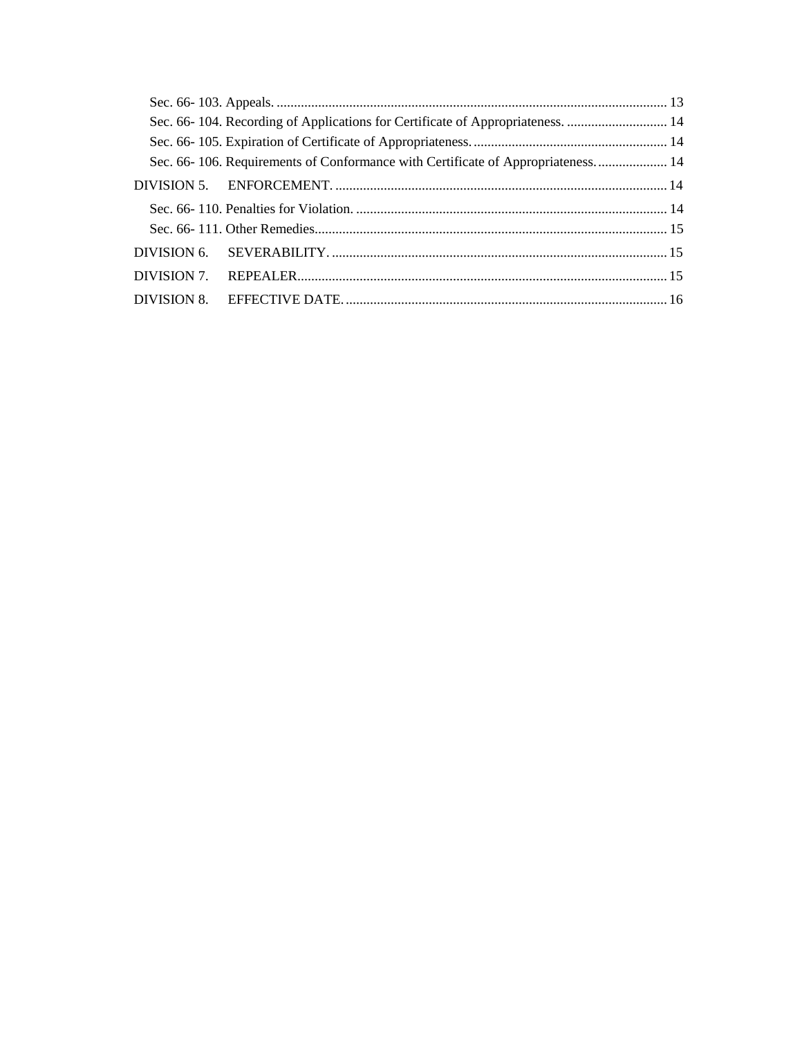Sec. 66- 103. Appeals. ..... 13
Sec. 66- 104. Recording of Applications for Certificate of Appropriateness. ..... 14
Sec. 66- 105. Expiration of Certificate of Appropriateness. ..... 14
Sec. 66- 106. Requirements of Conformance with Certificate of Appropriateness. ..... 14

DIVISION 5. ENFORCEMENT. ..... 14

Sec. 66- 110. Penalties for Violation. ..... 14
Sec. 66- 111. Other Remedies ..... 15

DIVISION 6. SEVERABILITY. ..... 15

DIVISION 7. REPEALER ..... 15

DIVISION 8. EFFECTIVE DATE. ..... 16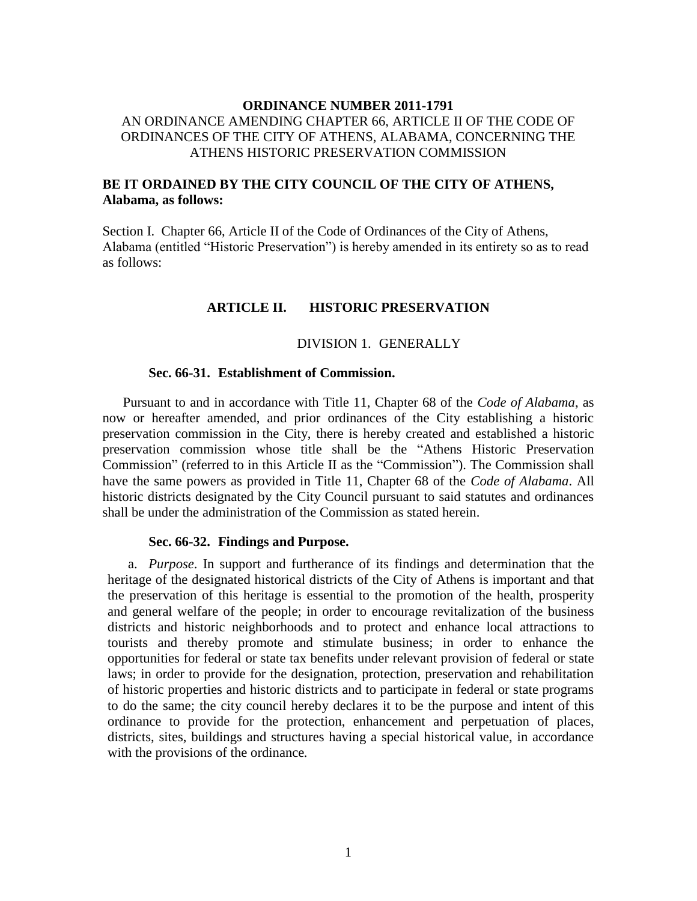**ORDINANCE NUMBER 2011-1791**

AN ORDINANCE AMENDING CHAPTER 66, ARTICLE II OF THE CODE OF ORDINANCES OF THE CITY OF ATHENS, ALABAMA, CONCERNING THE ATHENS HISTORIC PRESERVATION COMMISSION

**BE IT ORDAINED BY THE CITY COUNCIL OF THE CITY OF ATHENS, Alabama, as follows:**

Section I. Chapter 66, Article II of the Code of Ordinances of the City of Athens, Alabama (entitled "Historic Preservation") is hereby amended in its entirety so as to read as follows:

## ARTICLE II. HISTORIC PRESERVATION

### DIVISION 1. GENERALLY

#### Sec. 66-31. Establishment of Commission.

Pursuant to and in accordance with Title 11, Chapter 68 of the *Code of Alabama*, as now or hereafter amended, and prior ordinances of the City establishing a historic preservation commission in the City, there is hereby created and established a historic preservation commission whose title shall be the "Athens Historic Preservation Commission" (referred to in this Article II as the "Commission"). The Commission shall have the same powers as provided in Title 11, Chapter 68 of the *Code of Alabama*. All historic districts designated by the City Council pursuant to said statutes and ordinances shall be under the administration of the Commission as stated herein.

#### Sec. 66-32. Findings and Purpose.

a. *Purpose*. In support and furtherance of its findings and determination that the heritage of the designated historical districts of the City of Athens is important and that the preservation of this heritage is essential to the promotion of the health, prosperity and general welfare of the people; in order to encourage revitalization of the business districts and historic neighborhoods and to protect and enhance local attractions to tourists and thereby promote and stimulate business; in order to enhance the opportunities for federal or state tax benefits under relevant provision of federal or state laws; in order to provide for the designation, protection, preservation and rehabilitation of historic properties and historic districts and to participate in federal or state programs to do the same; the city council hereby declares it to be the purpose and intent of this ordinance to provide for the protection, enhancement and perpetuation of places, districts, sites, buildings and structures having a special historical value, in accordance with the provisions of the ordinance.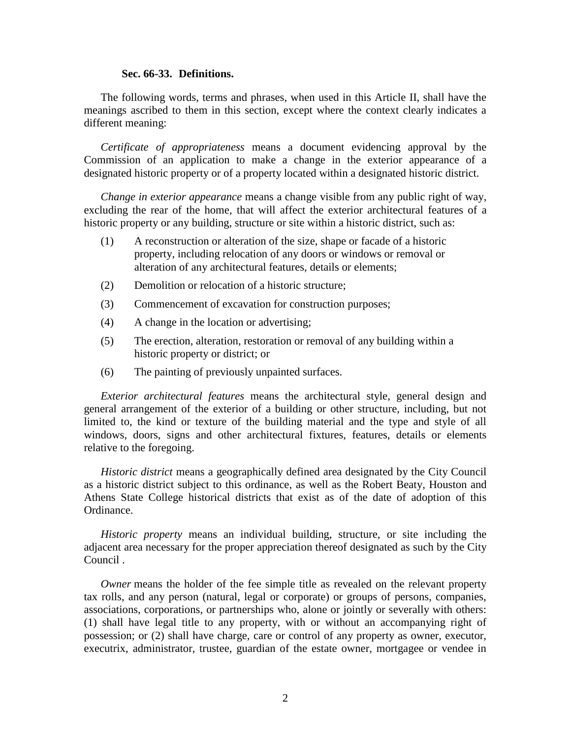**Sec. 66-33. Definitions.**

The following words, terms and phrases, when used in this Article II, shall have the meanings ascribed to them in this section, except where the context clearly indicates a different meaning:

*Certificate of appropriateness* means a document evidencing approval by the Commission of an application to make a change in the exterior appearance of a designated historic property or of a property located within a designated historic district.

*Change in exterior appearance* means a change visible from any public right of way, excluding the rear of the home, that will affect the exterior architectural features of a historic property or any building, structure or site within a historic district, such as:

(1) A reconstruction or alteration of the size, shape or facade of a historic property, including relocation of any doors or windows or removal or alteration of any architectural features, details or elements;

(2) Demolition or relocation of a historic structure;

(3) Commencement of excavation for construction purposes;

(4) A change in the location or advertising;

(5) The erection, alteration, restoration or removal of any building within a historic property or district; or

(6) The painting of previously unpainted surfaces.

*Exterior architectural features* means the architectural style, general design and general arrangement of the exterior of a building or other structure, including, but not limited to, the kind or texture of the building material and the type and style of all windows, doors, signs and other architectural fixtures, features, details or elements relative to the foregoing.

*Historic district* means a geographically defined area designated by the City Council as a historic district subject to this ordinance, as well as the Robert Beaty, Houston and Athens State College historical districts that exist as of the date of adoption of this Ordinance.

*Historic property* means an individual building, structure, or site including the adjacent area necessary for the proper appreciation thereof designated as such by the City Council .

*Owner* means the holder of the fee simple title as revealed on the relevant property tax rolls, and any person (natural, legal or corporate) or groups of persons, companies, associations, corporations, or partnerships who, alone or jointly or severally with others: (1) shall have legal title to any property, with or without an accompanying right of possession; or (2) shall have charge, care or control of any property as owner, executor, executrix, administrator, trustee, guardian of the estate owner, mortgagee or vendee in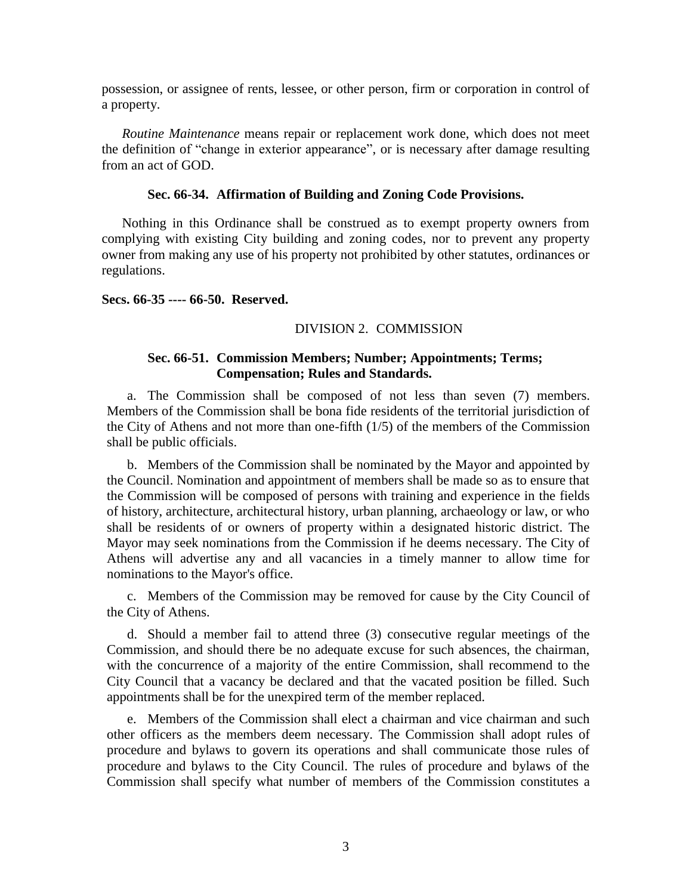possession, or assignee of rents, lessee, or other person, firm or corporation in control of a property.

*Routine Maintenance* means repair or replacement work done, which does not meet the definition of "change in exterior appearance", or is necessary after damage resulting from an act of GOD.

### Sec. 66-34. Affirmation of Building and Zoning Code Provisions.

Nothing in this Ordinance shall be construed as to exempt property owners from complying with existing City building and zoning codes, nor to prevent any property owner from making any use of his property not prohibited by other statutes, ordinances or regulations.

**Secs. 66-35 ---- 66-50. Reserved.**

## DIVISION 2. COMMISSION

### Sec. 66-51. Commission Members; Number; Appointments; Terms; Compensation; Rules and Standards.

a. The Commission shall be composed of not less than seven (7) members. Members of the Commission shall be bona fide residents of the territorial jurisdiction of the City of Athens and not more than one-fifth (1/5) of the members of the Commission shall be public officials.

b. Members of the Commission shall be nominated by the Mayor and appointed by the Council. Nomination and appointment of members shall be made so as to ensure that the Commission will be composed of persons with training and experience in the fields of history, architecture, architectural history, urban planning, archaeology or law, or who shall be residents of or owners of property within a designated historic district. The Mayor may seek nominations from the Commission if he deems necessary. The City of Athens will advertise any and all vacancies in a timely manner to allow time for nominations to the Mayor's office.

c. Members of the Commission may be removed for cause by the City Council of the City of Athens.

d. Should a member fail to attend three (3) consecutive regular meetings of the Commission, and should there be no adequate excuse for such absences, the chairman, with the concurrence of a majority of the entire Commission, shall recommend to the City Council that a vacancy be declared and that the vacated position be filled. Such appointments shall be for the unexpired term of the member replaced.

e. Members of the Commission shall elect a chairman and vice chairman and such other officers as the members deem necessary. The Commission shall adopt rules of procedure and bylaws to govern its operations and shall communicate those rules of procedure and bylaws to the City Council. The rules of procedure and bylaws of the Commission shall specify what number of members of the Commission constitutes a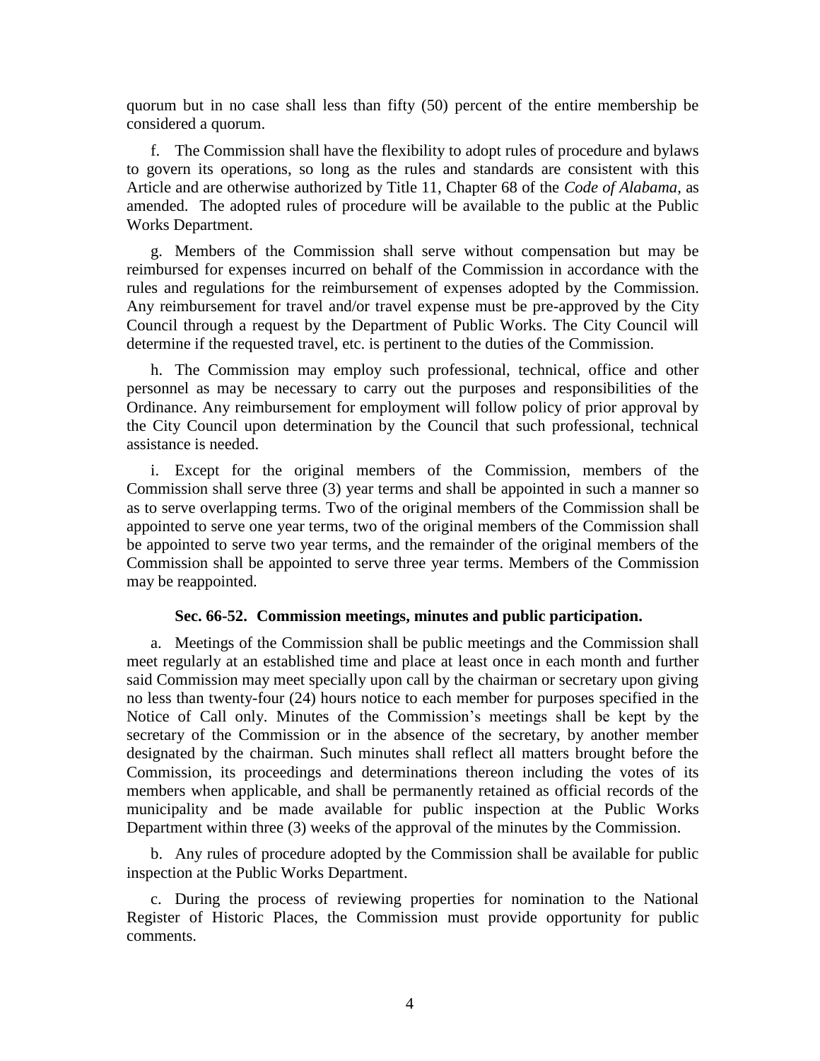quorum but in no case shall less than fifty (50) percent of the entire membership be considered a quorum.

f. The Commission shall have the flexibility to adopt rules of procedure and bylaws to govern its operations, so long as the rules and standards are consistent with this Article and are otherwise authorized by Title 11, Chapter 68 of the *Code of Alabama*, as amended. The adopted rules of procedure will be available to the public at the Public Works Department.

g. Members of the Commission shall serve without compensation but may be reimbursed for expenses incurred on behalf of the Commission in accordance with the rules and regulations for the reimbursement of expenses adopted by the Commission. Any reimbursement for travel and/or travel expense must be pre-approved by the City Council through a request by the Department of Public Works. The City Council will determine if the requested travel, etc. is pertinent to the duties of the Commission.

h. The Commission may employ such professional, technical, office and other personnel as may be necessary to carry out the purposes and responsibilities of the Ordinance. Any reimbursement for employment will follow policy of prior approval by the City Council upon determination by the Council that such professional, technical assistance is needed.

i. Except for the original members of the Commission, members of the Commission shall serve three (3) year terms and shall be appointed in such a manner so as to serve overlapping terms. Two of the original members of the Commission shall be appointed to serve one year terms, two of the original members of the Commission shall be appointed to serve two year terms, and the remainder of the original members of the Commission shall be appointed to serve three year terms. Members of the Commission may be reappointed.

**Sec. 66-52. Commission meetings, minutes and public participation.**

a. Meetings of the Commission shall be public meetings and the Commission shall meet regularly at an established time and place at least once in each month and further said Commission may meet specially upon call by the chairman or secretary upon giving no less than twenty-four (24) hours notice to each member for purposes specified in the Notice of Call only. Minutes of the Commission's meetings shall be kept by the secretary of the Commission or in the absence of the secretary, by another member designated by the chairman. Such minutes shall reflect all matters brought before the Commission, its proceedings and determinations thereon including the votes of its members when applicable, and shall be permanently retained as official records of the municipality and be made available for public inspection at the Public Works Department within three (3) weeks of the approval of the minutes by the Commission.

b. Any rules of procedure adopted by the Commission shall be available for public inspection at the Public Works Department.

c. During the process of reviewing properties for nomination to the National Register of Historic Places, the Commission must provide opportunity for public comments.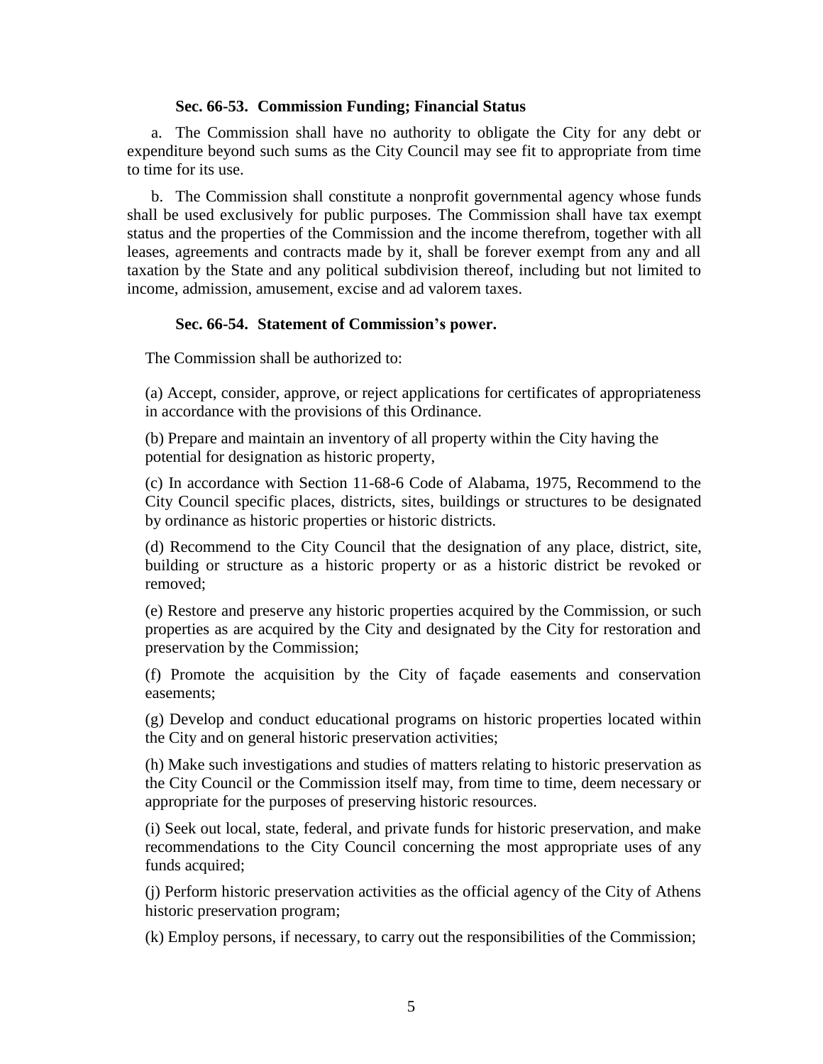#### Sec. 66-53. Commission Funding; Financial Status

a. The Commission shall have no authority to obligate the City for any debt or expenditure beyond such sums as the City Council may see fit to appropriate from time to time for its use.

b. The Commission shall constitute a nonprofit governmental agency whose funds shall be used exclusively for public purposes. The Commission shall have tax exempt status and the properties of the Commission and the income therefrom, together with all leases, agreements and contracts made by it, shall be forever exempt from any and all taxation by the State and any political subdivision thereof, including but not limited to income, admission, amusement, excise and ad valorem taxes.

#### Sec. 66-54. Statement of Commission's power.

The Commission shall be authorized to:

(a) Accept, consider, approve, or reject applications for certificates of appropriateness in accordance with the provisions of this Ordinance.

(b) Prepare and maintain an inventory of all property within the City having the potential for designation as historic property,

(c) In accordance with Section 11-68-6 Code of Alabama, 1975, Recommend to the City Council specific places, districts, sites, buildings or structures to be designated by ordinance as historic properties or historic districts.

(d) Recommend to the City Council that the designation of any place, district, site, building or structure as a historic property or as a historic district be revoked or removed;

(e) Restore and preserve any historic properties acquired by the Commission, or such properties as are acquired by the City and designated by the City for restoration and preservation by the Commission;

(f) Promote the acquisition by the City of façade easements and conservation easements;

(g) Develop and conduct educational programs on historic properties located within the City and on general historic preservation activities;

(h) Make such investigations and studies of matters relating to historic preservation as the City Council or the Commission itself may, from time to time, deem necessary or appropriate for the purposes of preserving historic resources.

(i) Seek out local, state, federal, and private funds for historic preservation, and make recommendations to the City Council concerning the most appropriate uses of any funds acquired;

(j) Perform historic preservation activities as the official agency of the City of Athens historic preservation program;

(k) Employ persons, if necessary, to carry out the responsibilities of the Commission;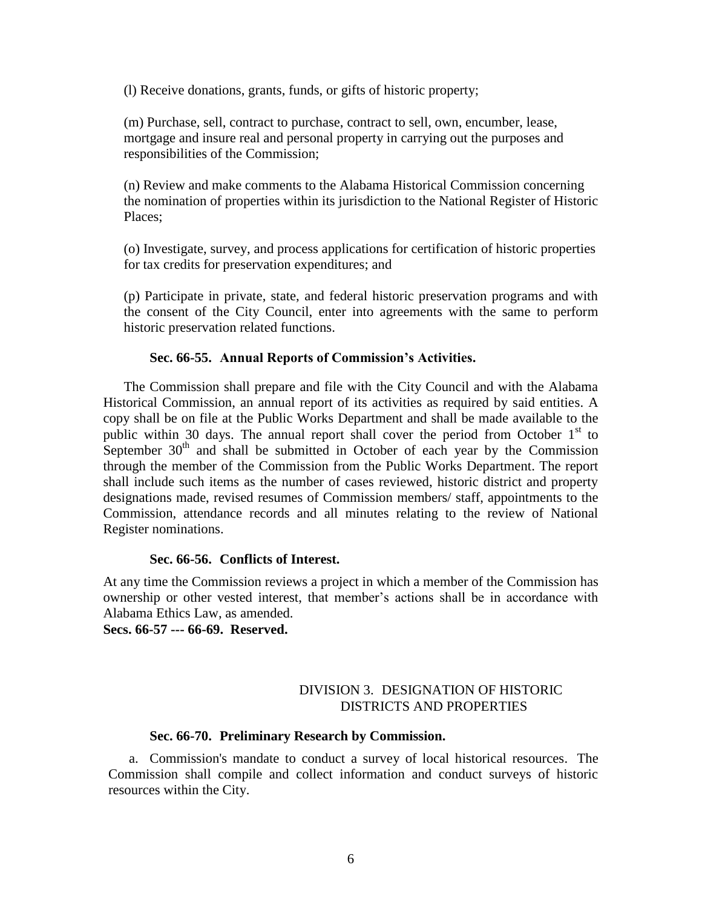(l) Receive donations, grants, funds, or gifts of historic property;

(m) Purchase, sell, contract to purchase, contract to sell, own, encumber, lease, mortgage and insure real and personal property in carrying out the purposes and responsibilities of the Commission;

(n) Review and make comments to the Alabama Historical Commission concerning the nomination of properties within its jurisdiction to the National Register of Historic Places;

(o) Investigate, survey, and process applications for certification of historic properties for tax credits for preservation expenditures; and

(p) Participate in private, state, and federal historic preservation programs and with the consent of the City Council, enter into agreements with the same to perform historic preservation related functions.

**Sec. 66-55. Annual Reports of Commission's Activities.**

The Commission shall prepare and file with the City Council and with the Alabama Historical Commission, an annual report of its activities as required by said entities. A copy shall be on file at the Public Works Department and shall be made available to the public within 30 days. The annual report shall cover the period from October 1st to September 30th and shall be submitted in October of each year by the Commission through the member of the Commission from the Public Works Department. The report shall include such items as the number of cases reviewed, historic district and property designations made, revised resumes of Commission members/ staff, appointments to the Commission, attendance records and all minutes relating to the review of National Register nominations.

**Sec. 66-56. Conflicts of Interest.**

At any time the Commission reviews a project in which a member of the Commission has ownership or other vested interest, that member's actions shall be in accordance with Alabama Ethics Law, as amended.

**Secs. 66-57 --- 66-69. Reserved.**

DIVISION 3. DESIGNATION OF HISTORIC DISTRICTS AND PROPERTIES

**Sec. 66-70. Preliminary Research by Commission.**

a. Commission's mandate to conduct a survey of local historical resources. The Commission shall compile and collect information and conduct surveys of historic resources within the City.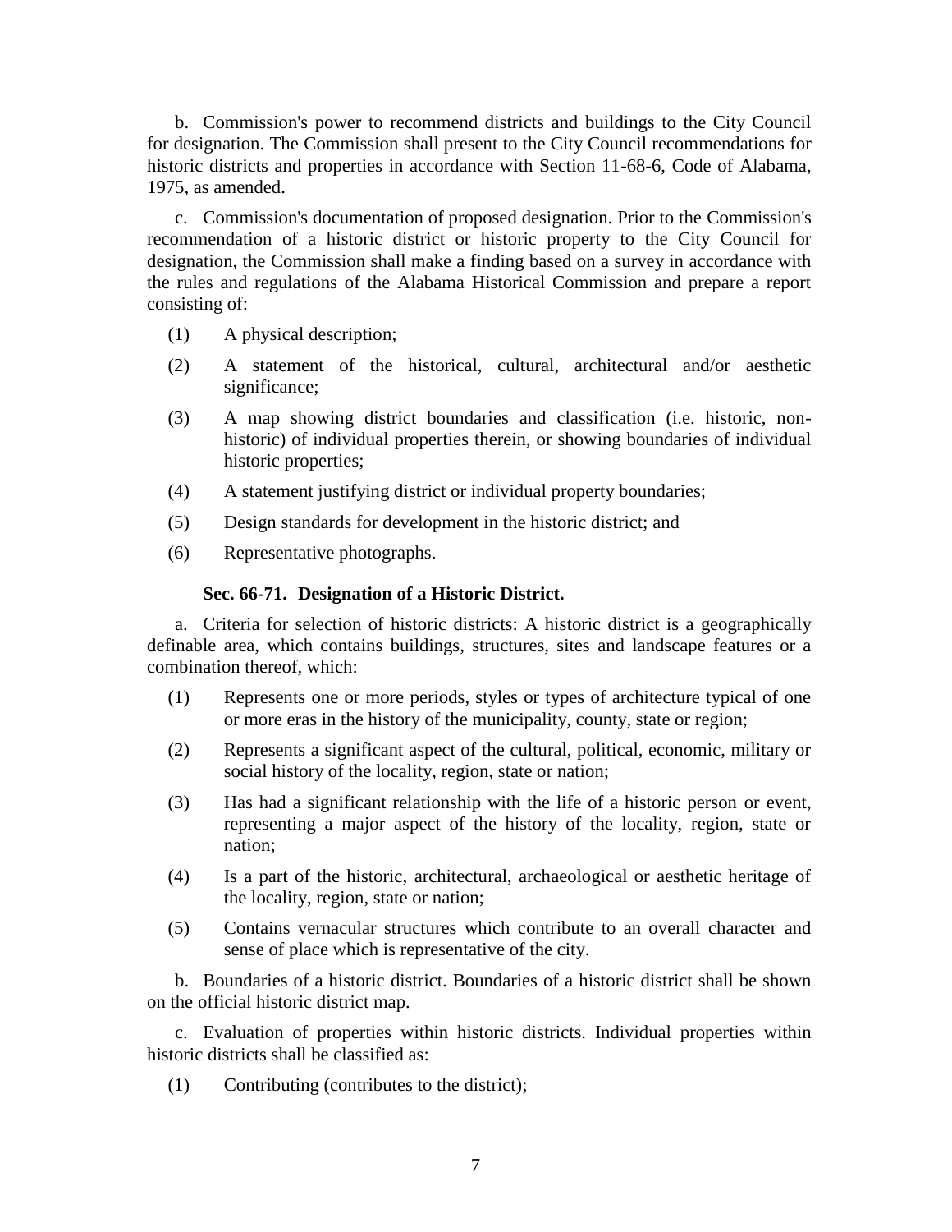b. Commission's power to recommend districts and buildings to the City Council for designation. The Commission shall present to the City Council recommendations for historic districts and properties in accordance with Section 11-68-6, Code of Alabama, 1975, as amended.

c. Commission's documentation of proposed designation. Prior to the Commission's recommendation of a historic district or historic property to the City Council for designation, the Commission shall make a finding based on a survey in accordance with the rules and regulations of the Alabama Historical Commission and prepare a report consisting of:

(1) A physical description;

(2) A statement of the historical, cultural, architectural and/or aesthetic significance;

(3) A map showing district boundaries and classification (i.e. historic, non-historic) of individual properties therein, or showing boundaries of individual historic properties;

(4) A statement justifying district or individual property boundaries;

(5) Design standards for development in the historic district; and

(6) Representative photographs.

### Sec. 66-71. Designation of a Historic District.

a. Criteria for selection of historic districts: A historic district is a geographically definable area, which contains buildings, structures, sites and landscape features or a combination thereof, which:

(1) Represents one or more periods, styles or types of architecture typical of one or more eras in the history of the municipality, county, state or region;

(2) Represents a significant aspect of the cultural, political, economic, military or social history of the locality, region, state or nation;

(3) Has had a significant relationship with the life of a historic person or event, representing a major aspect of the history of the locality, region, state or nation;

(4) Is a part of the historic, architectural, archaeological or aesthetic heritage of the locality, region, state or nation;

(5) Contains vernacular structures which contribute to an overall character and sense of place which is representative of the city.

b. Boundaries of a historic district. Boundaries of a historic district shall be shown on the official historic district map.

c. Evaluation of properties within historic districts. Individual properties within historic districts shall be classified as:

(1) Contributing (contributes to the district);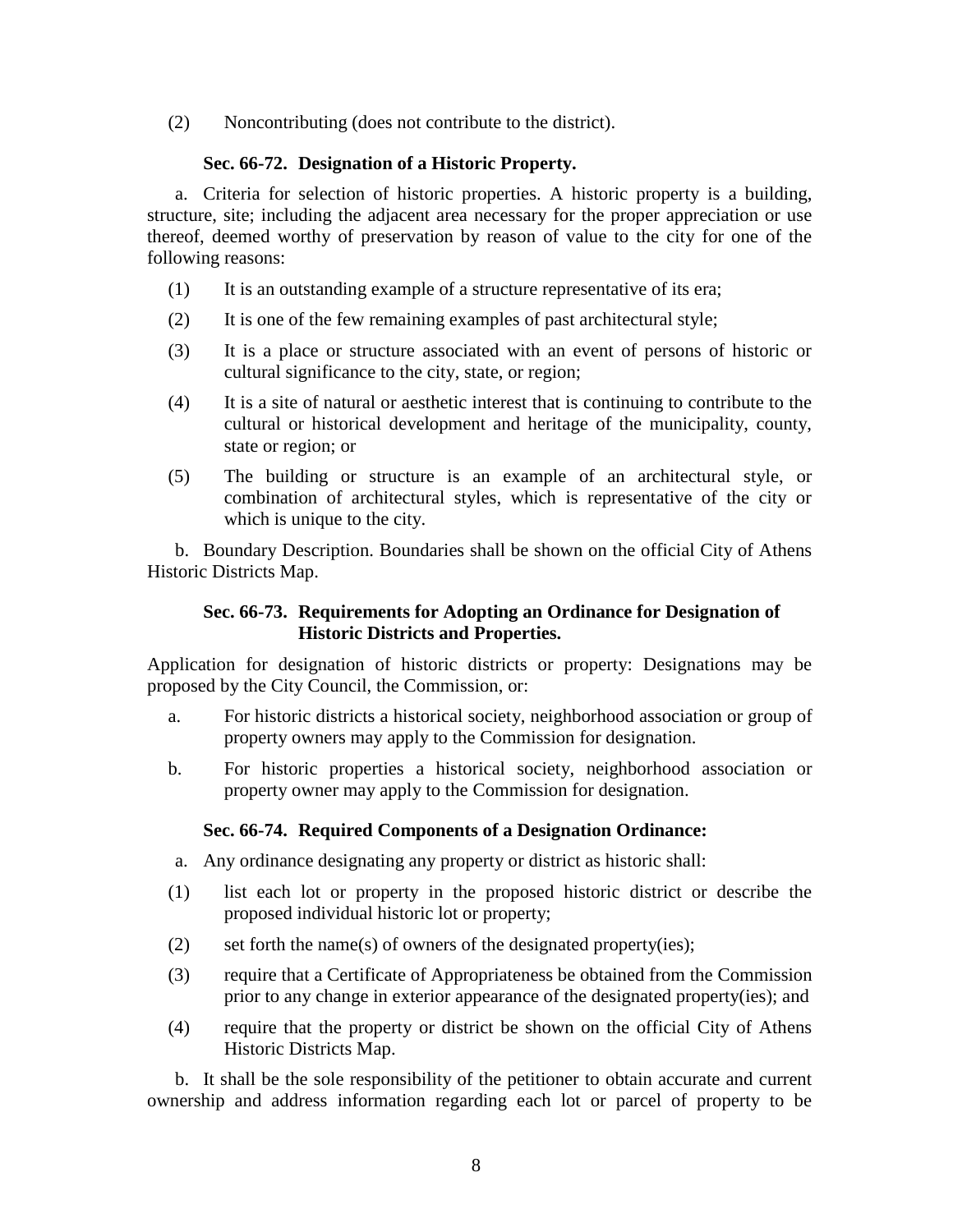(2) Noncontributing (does not contribute to the district).

### Sec. 66-72. Designation of a Historic Property.

a. Criteria for selection of historic properties. A historic property is a building, structure, site; including the adjacent area necessary for the proper appreciation or use thereof, deemed worthy of preservation by reason of value to the city for one of the following reasons:

(1) It is an outstanding example of a structure representative of its era;

(2) It is one of the few remaining examples of past architectural style;

(3) It is a place or structure associated with an event of persons of historic or cultural significance to the city, state, or region;

(4) It is a site of natural or aesthetic interest that is continuing to contribute to the cultural or historical development and heritage of the municipality, county, state or region; or

(5) The building or structure is an example of an architectural style, or combination of architectural styles, which is representative of the city or which is unique to the city.

b. Boundary Description. Boundaries shall be shown on the official City of Athens Historic Districts Map.

### Sec. 66-73. Requirements for Adopting an Ordinance for Designation of Historic Districts and Properties.

Application for designation of historic districts or property: Designations may be proposed by the City Council, the Commission, or:

a. For historic districts a historical society, neighborhood association or group of property owners may apply to the Commission for designation.

b. For historic properties a historical society, neighborhood association or property owner may apply to the Commission for designation.

### Sec. 66-74. Required Components of a Designation Ordinance:

a. Any ordinance designating any property or district as historic shall:

(1) list each lot or property in the proposed historic district or describe the proposed individual historic lot or property;

(2) set forth the name(s) of owners of the designated property(ies);

(3) require that a Certificate of Appropriateness be obtained from the Commission prior to any change in exterior appearance of the designated property(ies); and

(4) require that the property or district be shown on the official City of Athens Historic Districts Map.

b. It shall be the sole responsibility of the petitioner to obtain accurate and current ownership and address information regarding each lot or parcel of property to be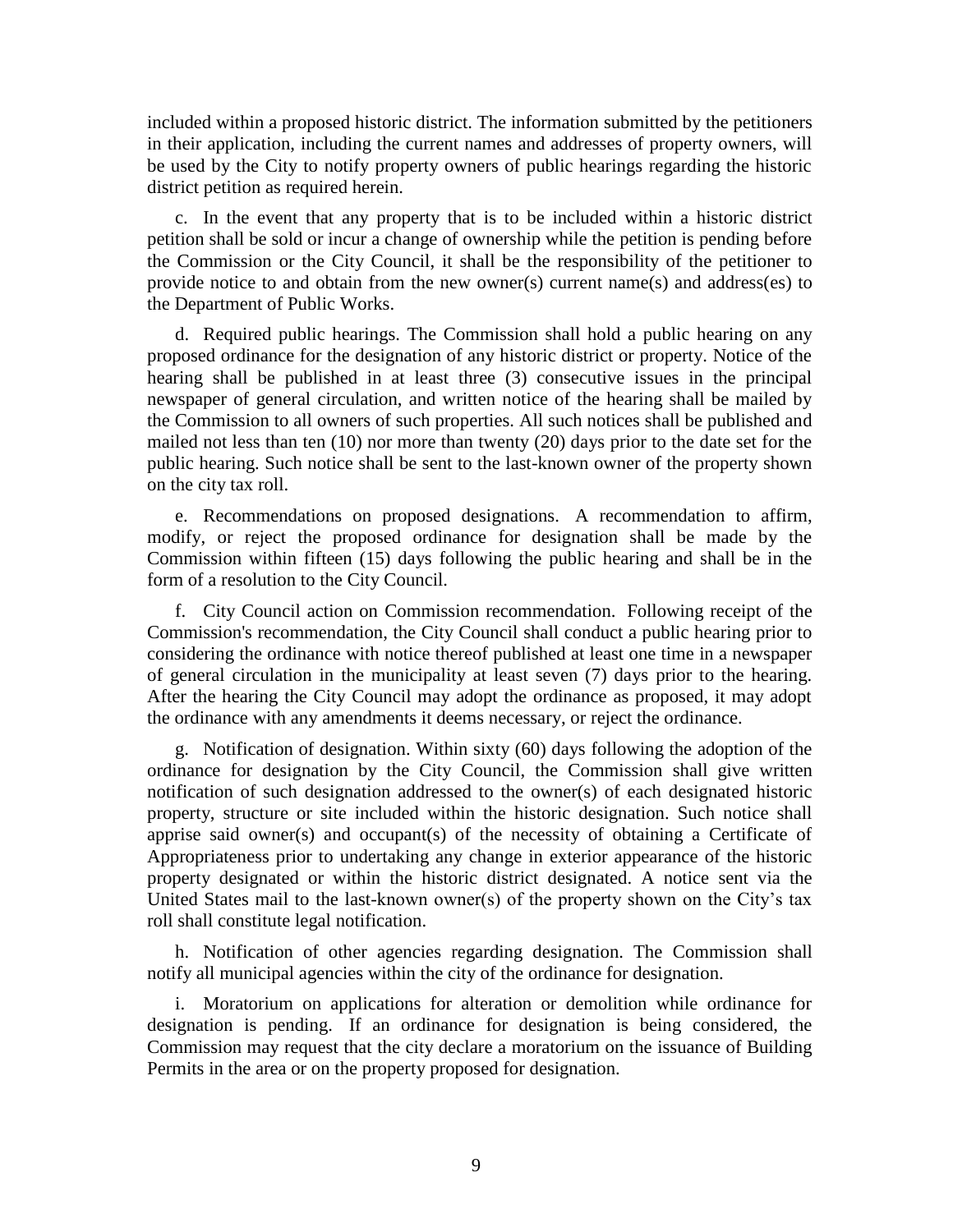included within a proposed historic district. The information submitted by the petitioners in their application, including the current names and addresses of property owners, will be used by the City to notify property owners of public hearings regarding the historic district petition as required herein.

c. In the event that any property that is to be included within a historic district petition shall be sold or incur a change of ownership while the petition is pending before the Commission or the City Council, it shall be the responsibility of the petitioner to provide notice to and obtain from the new owner(s) current name(s) and address(es) to the Department of Public Works.

d. Required public hearings. The Commission shall hold a public hearing on any proposed ordinance for the designation of any historic district or property. Notice of the hearing shall be published in at least three (3) consecutive issues in the principal newspaper of general circulation, and written notice of the hearing shall be mailed by the Commission to all owners of such properties. All such notices shall be published and mailed not less than ten (10) nor more than twenty (20) days prior to the date set for the public hearing. Such notice shall be sent to the last-known owner of the property shown on the city tax roll.

e. Recommendations on proposed designations. A recommendation to affirm, modify, or reject the proposed ordinance for designation shall be made by the Commission within fifteen (15) days following the public hearing and shall be in the form of a resolution to the City Council.

f. City Council action on Commission recommendation. Following receipt of the Commission's recommendation, the City Council shall conduct a public hearing prior to considering the ordinance with notice thereof published at least one time in a newspaper of general circulation in the municipality at least seven (7) days prior to the hearing. After the hearing the City Council may adopt the ordinance as proposed, it may adopt the ordinance with any amendments it deems necessary, or reject the ordinance.

g. Notification of designation. Within sixty (60) days following the adoption of the ordinance for designation by the City Council, the Commission shall give written notification of such designation addressed to the owner(s) of each designated historic property, structure or site included within the historic designation. Such notice shall apprise said owner(s) and occupant(s) of the necessity of obtaining a Certificate of Appropriateness prior to undertaking any change in exterior appearance of the historic property designated or within the historic district designated. A notice sent via the United States mail to the last-known owner(s) of the property shown on the City's tax roll shall constitute legal notification.

h. Notification of other agencies regarding designation. The Commission shall notify all municipal agencies within the city of the ordinance for designation.

i. Moratorium on applications for alteration or demolition while ordinance for designation is pending. If an ordinance for designation is being considered, the Commission may request that the city declare a moratorium on the issuance of Building Permits in the area or on the property proposed for designation.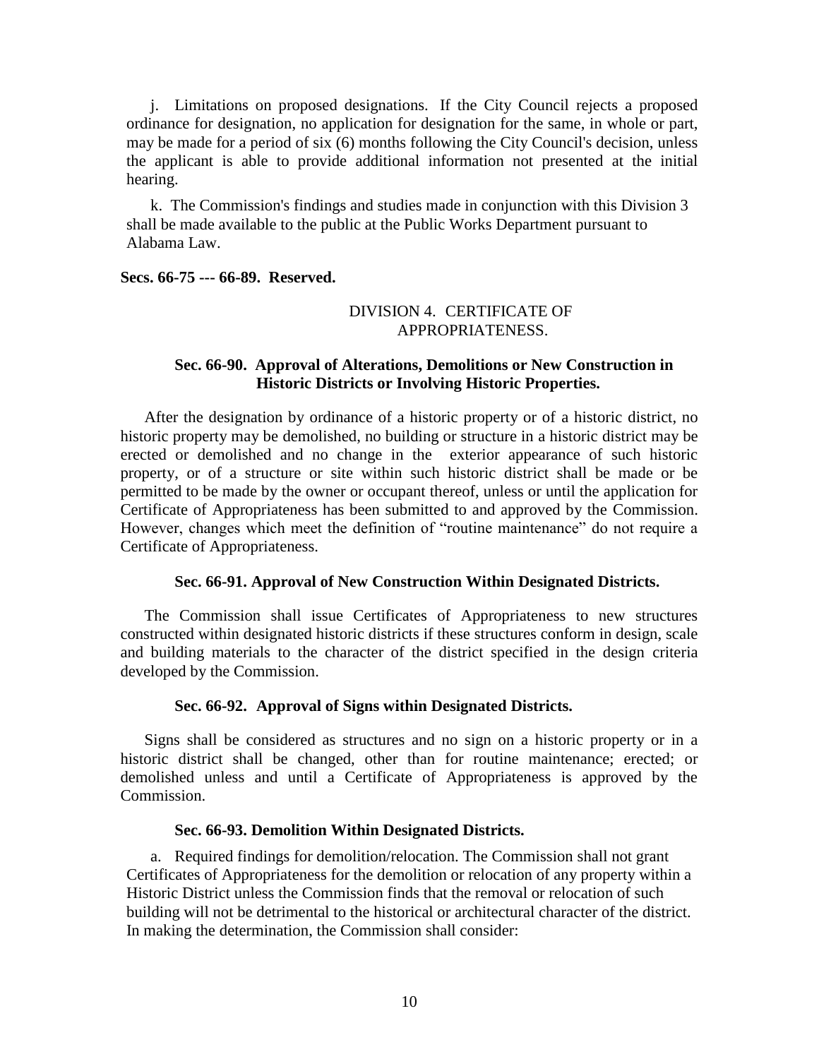j. Limitations on proposed designations. If the City Council rejects a proposed ordinance for designation, no application for designation for the same, in whole or part, may be made for a period of six (6) months following the City Council's decision, unless the applicant is able to provide additional information not presented at the initial hearing.

k. The Commission's findings and studies made in conjunction with this Division 3 shall be made available to the public at the Public Works Department pursuant to Alabama Law.

**Secs. 66-75 --- 66-89. Reserved.**

## DIVISION 4. CERTIFICATE OF APPROPRIATENESS.

### Sec. 66-90. Approval of Alterations, Demolitions or New Construction in Historic Districts or Involving Historic Properties.

After the designation by ordinance of a historic property or of a historic district, no historic property may be demolished, no building or structure in a historic district may be erected or demolished and no change in the exterior appearance of such historic property, or of a structure or site within such historic district shall be made or be permitted to be made by the owner or occupant thereof, unless or until the application for Certificate of Appropriateness has been submitted to and approved by the Commission. However, changes which meet the definition of "routine maintenance" do not require a Certificate of Appropriateness.

### Sec. 66-91. Approval of New Construction Within Designated Districts.

The Commission shall issue Certificates of Appropriateness to new structures constructed within designated historic districts if these structures conform in design, scale and building materials to the character of the district specified in the design criteria developed by the Commission.

### Sec. 66-92. Approval of Signs within Designated Districts.

Signs shall be considered as structures and no sign on a historic property or in a historic district shall be changed, other than for routine maintenance; erected; or demolished unless and until a Certificate of Appropriateness is approved by the Commission.

### Sec. 66-93. Demolition Within Designated Districts.

a. Required findings for demolition/relocation. The Commission shall not grant Certificates of Appropriateness for the demolition or relocation of any property within a Historic District unless the Commission finds that the removal or relocation of such building will not be detrimental to the historical or architectural character of the district. In making the determination, the Commission shall consider: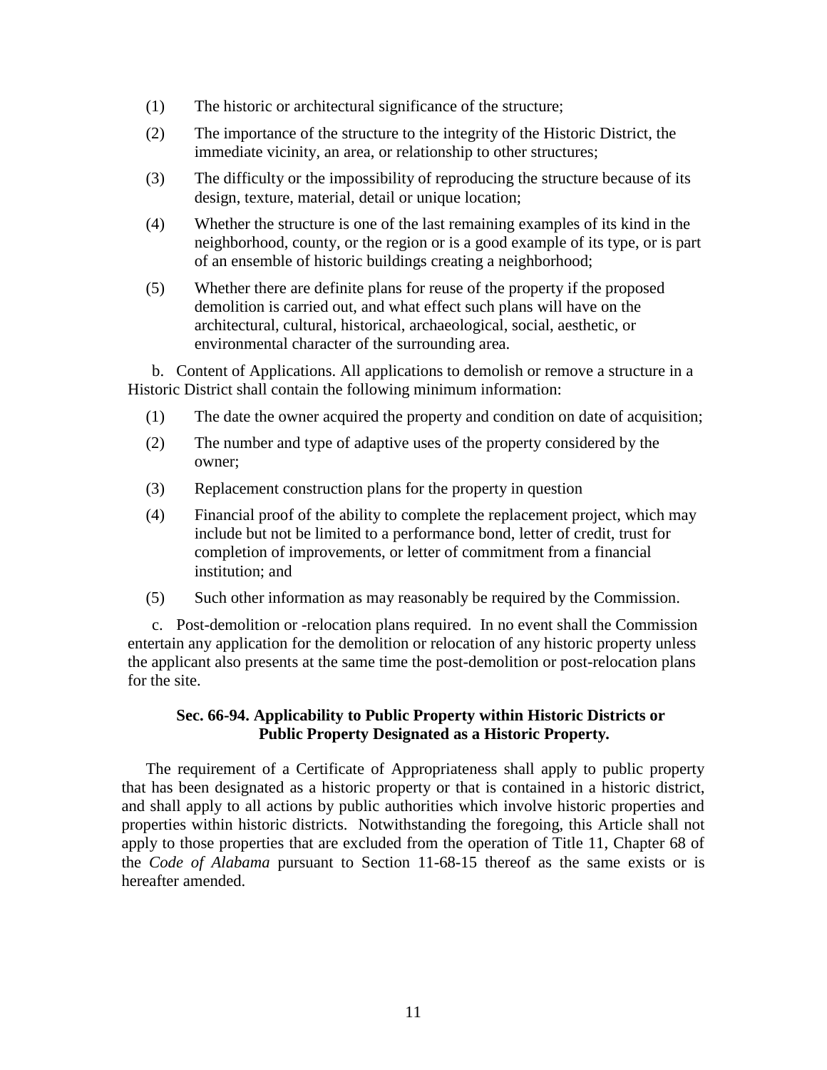(1) The historic or architectural significance of the structure;

(2) The importance of the structure to the integrity of the Historic District, the immediate vicinity, an area, or relationship to other structures;

(3) The difficulty or the impossibility of reproducing the structure because of its design, texture, material, detail or unique location;

(4) Whether the structure is one of the last remaining examples of its kind in the neighborhood, county, or the region or is a good example of its type, or is part of an ensemble of historic buildings creating a neighborhood;

(5) Whether there are definite plans for reuse of the property if the proposed demolition is carried out, and what effect such plans will have on the architectural, cultural, historical, archaeological, social, aesthetic, or environmental character of the surrounding area.

b. Content of Applications. All applications to demolish or remove a structure in a Historic District shall contain the following minimum information:

(1) The date the owner acquired the property and condition on date of acquisition;

(2) The number and type of adaptive uses of the property considered by the owner;

(3) Replacement construction plans for the property in question

(4) Financial proof of the ability to complete the replacement project, which may include but not be limited to a performance bond, letter of credit, trust for completion of improvements, or letter of commitment from a financial institution; and

(5) Such other information as may reasonably be required by the Commission.

c. Post-demolition or -relocation plans required. In no event shall the Commission entertain any application for the demolition or relocation of any historic property unless the applicant also presents at the same time the post-demolition or post-relocation plans for the site.

### Sec. 66-94. Applicability to Public Property within Historic Districts or Public Property Designated as a Historic Property.

The requirement of a Certificate of Appropriateness shall apply to public property that has been designated as a historic property or that is contained in a historic district, and shall apply to all actions by public authorities which involve historic properties and properties within historic districts. Notwithstanding the foregoing, this Article shall not apply to those properties that are excluded from the operation of Title 11, Chapter 68 of the *Code of Alabama* pursuant to Section 11-68-15 thereof as the same exists or is hereafter amended.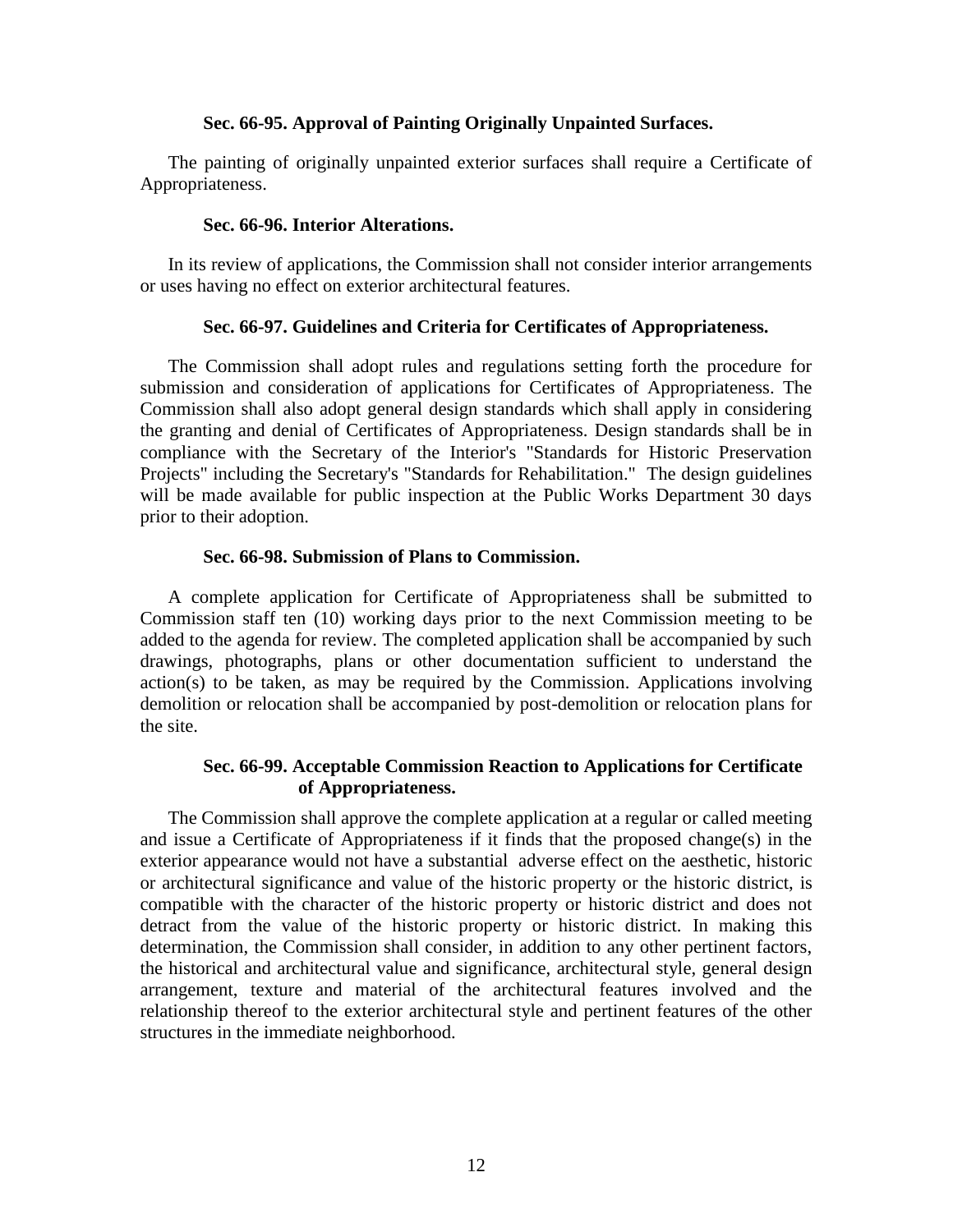### Sec. 66-95. Approval of Painting Originally Unpainted Surfaces.

The painting of originally unpainted exterior surfaces shall require a Certificate of Appropriateness.

### Sec. 66-96. Interior Alterations.

In its review of applications, the Commission shall not consider interior arrangements or uses having no effect on exterior architectural features.

### Sec. 66-97. Guidelines and Criteria for Certificates of Appropriateness.

The Commission shall adopt rules and regulations setting forth the procedure for submission and consideration of applications for Certificates of Appropriateness. The Commission shall also adopt general design standards which shall apply in considering the granting and denial of Certificates of Appropriateness. Design standards shall be in compliance with the Secretary of the Interior's "Standards for Historic Preservation Projects" including the Secretary's "Standards for Rehabilitation." The design guidelines will be made available for public inspection at the Public Works Department 30 days prior to their adoption.

### Sec. 66-98. Submission of Plans to Commission.

A complete application for Certificate of Appropriateness shall be submitted to Commission staff ten (10) working days prior to the next Commission meeting to be added to the agenda for review. The completed application shall be accompanied by such drawings, photographs, plans or other documentation sufficient to understand the action(s) to be taken, as may be required by the Commission. Applications involving demolition or relocation shall be accompanied by post-demolition or relocation plans for the site.

### Sec. 66-99. Acceptable Commission Reaction to Applications for Certificate of Appropriateness.

The Commission shall approve the complete application at a regular or called meeting and issue a Certificate of Appropriateness if it finds that the proposed change(s) in the exterior appearance would not have a substantial adverse effect on the aesthetic, historic or architectural significance and value of the historic property or the historic district, is compatible with the character of the historic property or historic district and does not detract from the value of the historic property or historic district. In making this determination, the Commission shall consider, in addition to any other pertinent factors, the historical and architectural value and significance, architectural style, general design arrangement, texture and material of the architectural features involved and the relationship thereof to the exterior architectural style and pertinent features of the other structures in the immediate neighborhood.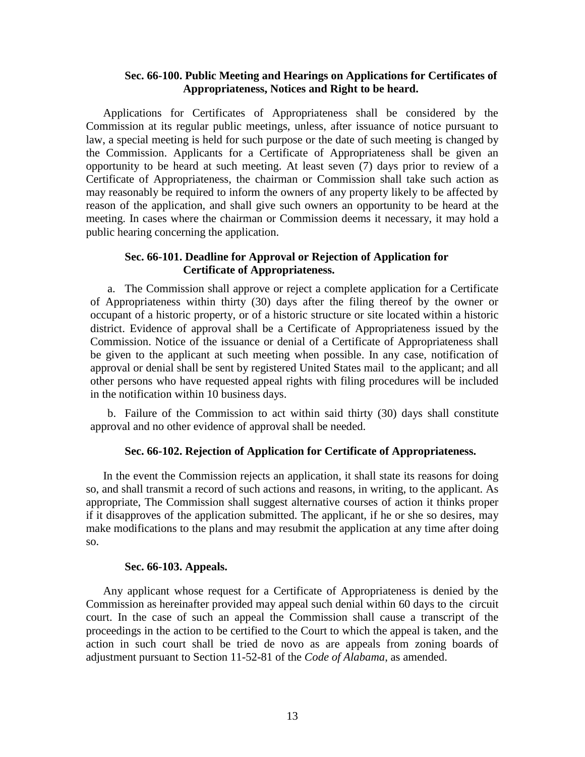### Sec. 66-100. Public Meeting and Hearings on Applications for Certificates of Appropriateness, Notices and Right to be heard.

Applications for Certificates of Appropriateness shall be considered by the Commission at its regular public meetings, unless, after issuance of notice pursuant to law, a special meeting is held for such purpose or the date of such meeting is changed by the Commission. Applicants for a Certificate of Appropriateness shall be given an opportunity to be heard at such meeting. At least seven (7) days prior to review of a Certificate of Appropriateness, the chairman or Commission shall take such action as may reasonably be required to inform the owners of any property likely to be affected by reason of the application, and shall give such owners an opportunity to be heard at the meeting. In cases where the chairman or Commission deems it necessary, it may hold a public hearing concerning the application.

### Sec. 66-101. Deadline for Approval or Rejection of Application for Certificate of Appropriateness.

a. The Commission shall approve or reject a complete application for a Certificate of Appropriateness within thirty (30) days after the filing thereof by the owner or occupant of a historic property, or of a historic structure or site located within a historic district. Evidence of approval shall be a Certificate of Appropriateness issued by the Commission. Notice of the issuance or denial of a Certificate of Appropriateness shall be given to the applicant at such meeting when possible. In any case, notification of approval or denial shall be sent by registered United States mail to the applicant; and all other persons who have requested appeal rights with filing procedures will be included in the notification within 10 business days.

b. Failure of the Commission to act within said thirty (30) days shall constitute approval and no other evidence of approval shall be needed.

### Sec. 66-102. Rejection of Application for Certificate of Appropriateness.

In the event the Commission rejects an application, it shall state its reasons for doing so, and shall transmit a record of such actions and reasons, in writing, to the applicant. As appropriate, The Commission shall suggest alternative courses of action it thinks proper if it disapproves of the application submitted. The applicant, if he or she so desires, may make modifications to the plans and may resubmit the application at any time after doing so.

### Sec. 66-103. Appeals.

Any applicant whose request for a Certificate of Appropriateness is denied by the Commission as hereinafter provided may appeal such denial within 60 days to the circuit court. In the case of such an appeal the Commission shall cause a transcript of the proceedings in the action to be certified to the Court to which the appeal is taken, and the action in such court shall be tried de novo as are appeals from zoning boards of adjustment pursuant to Section 11-52-81 of the *Code of Alabama*, as amended.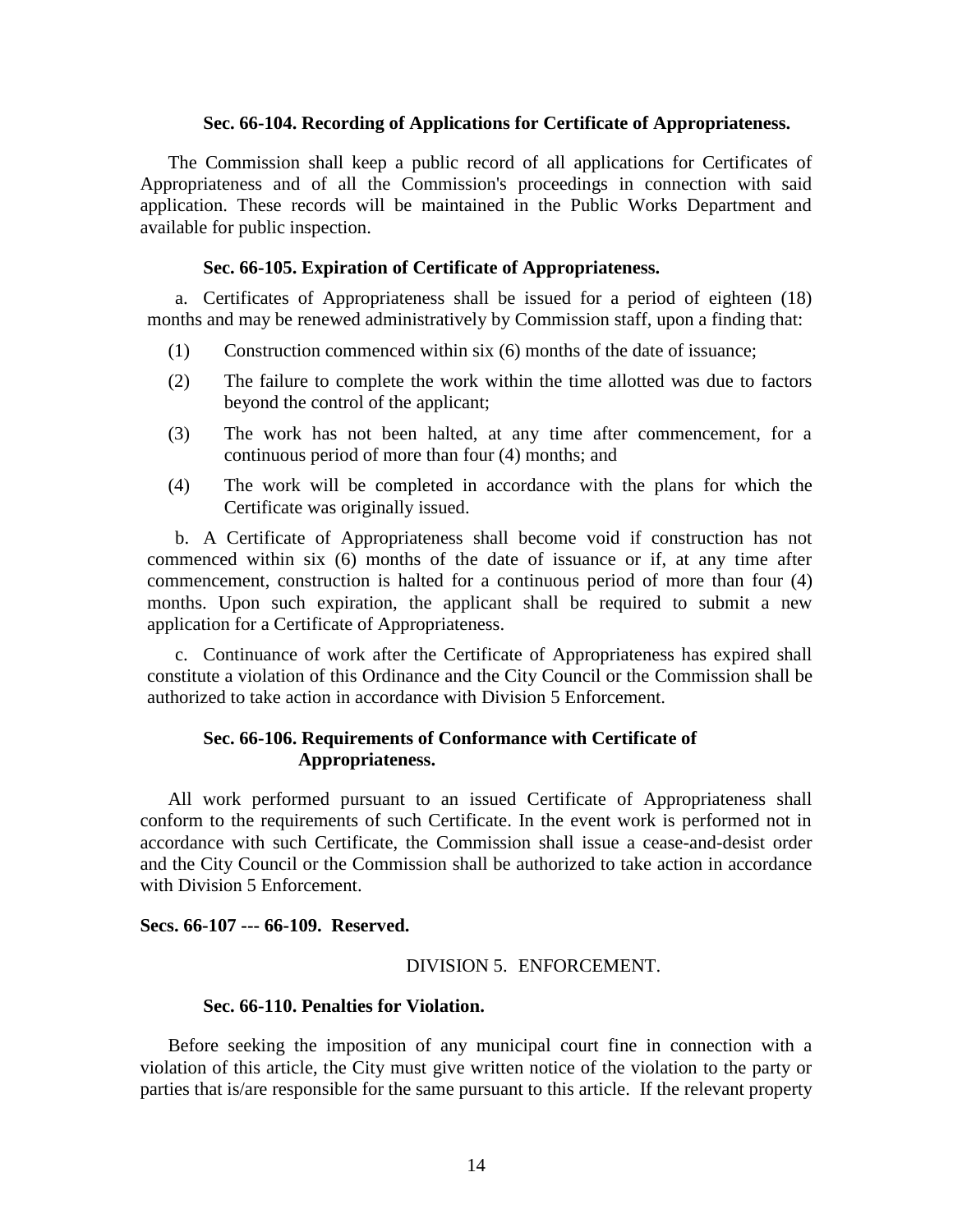**Sec. 66-104. Recording of Applications for Certificate of Appropriateness.**

The Commission shall keep a public record of all applications for Certificates of Appropriateness and of all the Commission's proceedings in connection with said application. These records will be maintained in the Public Works Department and available for public inspection.

**Sec. 66-105. Expiration of Certificate of Appropriateness.**

a. Certificates of Appropriateness shall be issued for a period of eighteen (18) months and may be renewed administratively by Commission staff, upon a finding that:

(1) Construction commenced within six (6) months of the date of issuance;

(2) The failure to complete the work within the time allotted was due to factors beyond the control of the applicant;

(3) The work has not been halted, at any time after commencement, for a continuous period of more than four (4) months; and

(4) The work will be completed in accordance with the plans for which the Certificate was originally issued.

b. A Certificate of Appropriateness shall become void if construction has not commenced within six (6) months of the date of issuance or if, at any time after commencement, construction is halted for a continuous period of more than four (4) months. Upon such expiration, the applicant shall be required to submit a new application for a Certificate of Appropriateness.

c. Continuance of work after the Certificate of Appropriateness has expired shall constitute a violation of this Ordinance and the City Council or the Commission shall be authorized to take action in accordance with Division 5 Enforcement.

**Sec. 66-106. Requirements of Conformance with Certificate of Appropriateness.**

All work performed pursuant to an issued Certificate of Appropriateness shall conform to the requirements of such Certificate. In the event work is performed not in accordance with such Certificate, the Commission shall issue a cease-and-desist order and the City Council or the Commission shall be authorized to take action in accordance with Division 5 Enforcement.

**Secs. 66-107 --- 66-109. Reserved.**

DIVISION 5. ENFORCEMENT.

**Sec. 66-110. Penalties for Violation.**

Before seeking the imposition of any municipal court fine in connection with a violation of this article, the City must give written notice of the violation to the party or parties that is/are responsible for the same pursuant to this article. If the relevant property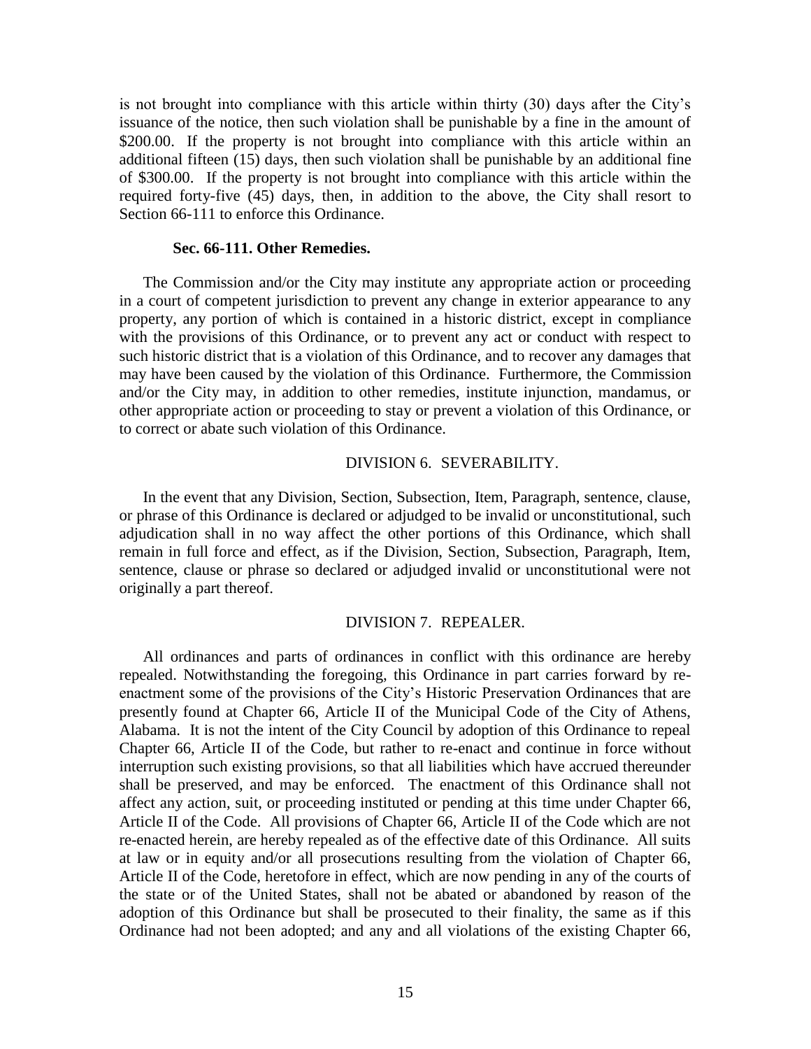is not brought into compliance with this article within thirty (30) days after the City's issuance of the notice, then such violation shall be punishable by a fine in the amount of $200.00. If the property is not brought into compliance with this article within an additional fifteen (15) days, then such violation shall be punishable by an additional fine of $300.00. If the property is not brought into compliance with this article within the required forty-five (45) days, then, in addition to the above, the City shall resort to Section 66-111 to enforce this Ordinance.

**Sec. 66-111. Other Remedies.**

The Commission and/or the City may institute any appropriate action or proceeding in a court of competent jurisdiction to prevent any change in exterior appearance to any property, any portion of which is contained in a historic district, except in compliance with the provisions of this Ordinance, or to prevent any act or conduct with respect to such historic district that is a violation of this Ordinance, and to recover any damages that may have been caused by the violation of this Ordinance. Furthermore, the Commission and/or the City may, in addition to other remedies, institute injunction, mandamus, or other appropriate action or proceeding to stay or prevent a violation of this Ordinance, or to correct or abate such violation of this Ordinance.

DIVISION 6. SEVERABILITY.

In the event that any Division, Section, Subsection, Item, Paragraph, sentence, clause, or phrase of this Ordinance is declared or adjudged to be invalid or unconstitutional, such adjudication shall in no way affect the other portions of this Ordinance, which shall remain in full force and effect, as if the Division, Section, Subsection, Paragraph, Item, sentence, clause or phrase so declared or adjudged invalid or unconstitutional were not originally a part thereof.

DIVISION 7. REPEALER.

All ordinances and parts of ordinances in conflict with this ordinance are hereby repealed. Notwithstanding the foregoing, this Ordinance in part carries forward by re-enactment some of the provisions of the City's Historic Preservation Ordinances that are presently found at Chapter 66, Article II of the Municipal Code of the City of Athens, Alabama. It is not the intent of the City Council by adoption of this Ordinance to repeal Chapter 66, Article II of the Code, but rather to re-enact and continue in force without interruption such existing provisions, so that all liabilities which have accrued thereunder shall be preserved, and may be enforced. The enactment of this Ordinance shall not affect any action, suit, or proceeding instituted or pending at this time under Chapter 66, Article II of the Code. All provisions of Chapter 66, Article II of the Code which are not re-enacted herein, are hereby repealed as of the effective date of this Ordinance. All suits at law or in equity and/or all prosecutions resulting from the violation of Chapter 66, Article II of the Code, heretofore in effect, which are now pending in any of the courts of the state or of the United States, shall not be abated or abandoned by reason of the adoption of this Ordinance but shall be prosecuted to their finality, the same as if this Ordinance had not been adopted; and any and all violations of the existing Chapter 66,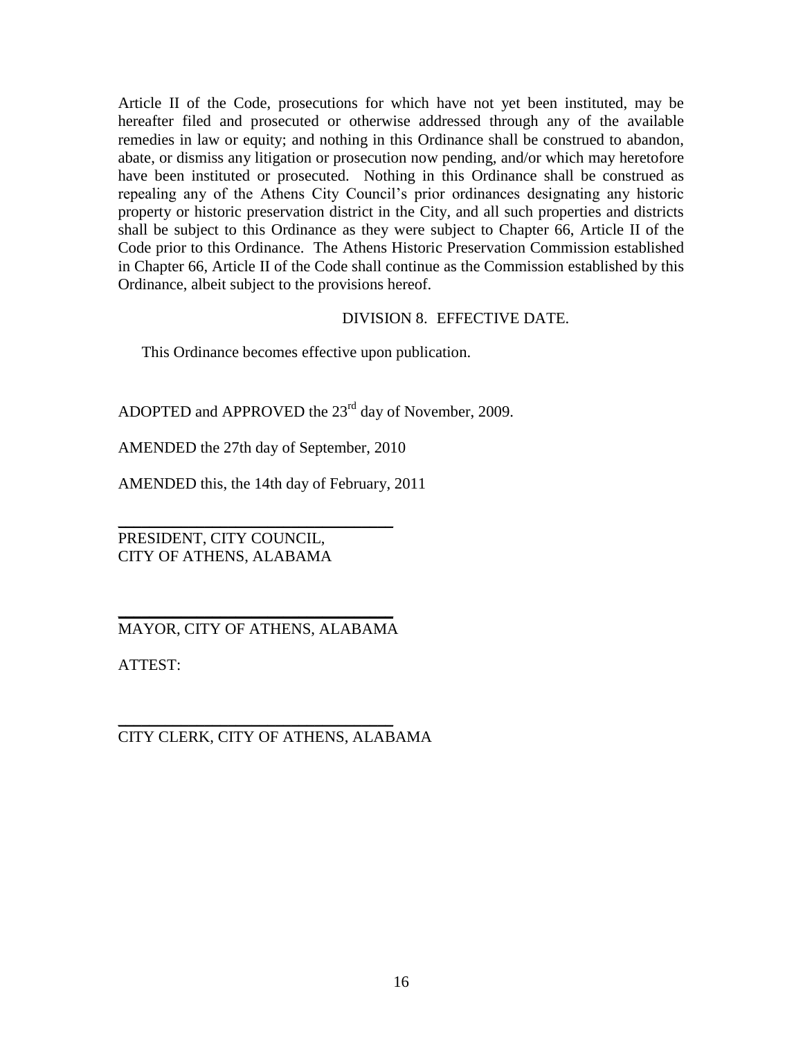Article II of the Code, prosecutions for which have not yet been instituted, may be hereafter filed and prosecuted or otherwise addressed through any of the available remedies in law or equity; and nothing in this Ordinance shall be construed to abandon, abate, or dismiss any litigation or prosecution now pending, and/or which may heretofore have been instituted or prosecuted. Nothing in this Ordinance shall be construed as repealing any of the Athens City Council's prior ordinances designating any historic property or historic preservation district in the City, and all such properties and districts shall be subject to this Ordinance as they were subject to Chapter 66, Article II of the Code prior to this Ordinance. The Athens Historic Preservation Commission established in Chapter 66, Article II of the Code shall continue as the Commission established by this Ordinance, albeit subject to the provisions hereof.

## DIVISION 8. EFFECTIVE DATE.

This Ordinance becomes effective upon publication.

ADOPTED and APPROVED the 23rd day of November, 2009.

AMENDED the 27th day of September, 2010

AMENDED this, the 14th day of February, 2011

\_\_\_\_\_\_\_\_\_\_\_\_\_\_\_\_\_\_\_\_\_\_\_\_\_\_\_\_\_\_\_\_\_\_
PRESIDENT, CITY COUNCIL,
CITY OF ATHENS, ALABAMA

\_\_\_\_\_\_\_\_\_\_\_\_\_\_\_\_\_\_\_\_\_\_\_\_\_\_\_\_\_\_\_\_\_\_
MAYOR, CITY OF ATHENS, ALABAMA

ATTEST:

\_\_\_\_\_\_\_\_\_\_\_\_\_\_\_\_\_\_\_\_\_\_\_\_\_\_\_\_\_\_\_\_\_\_
CITY CLERK, CITY OF ATHENS, ALABAMA